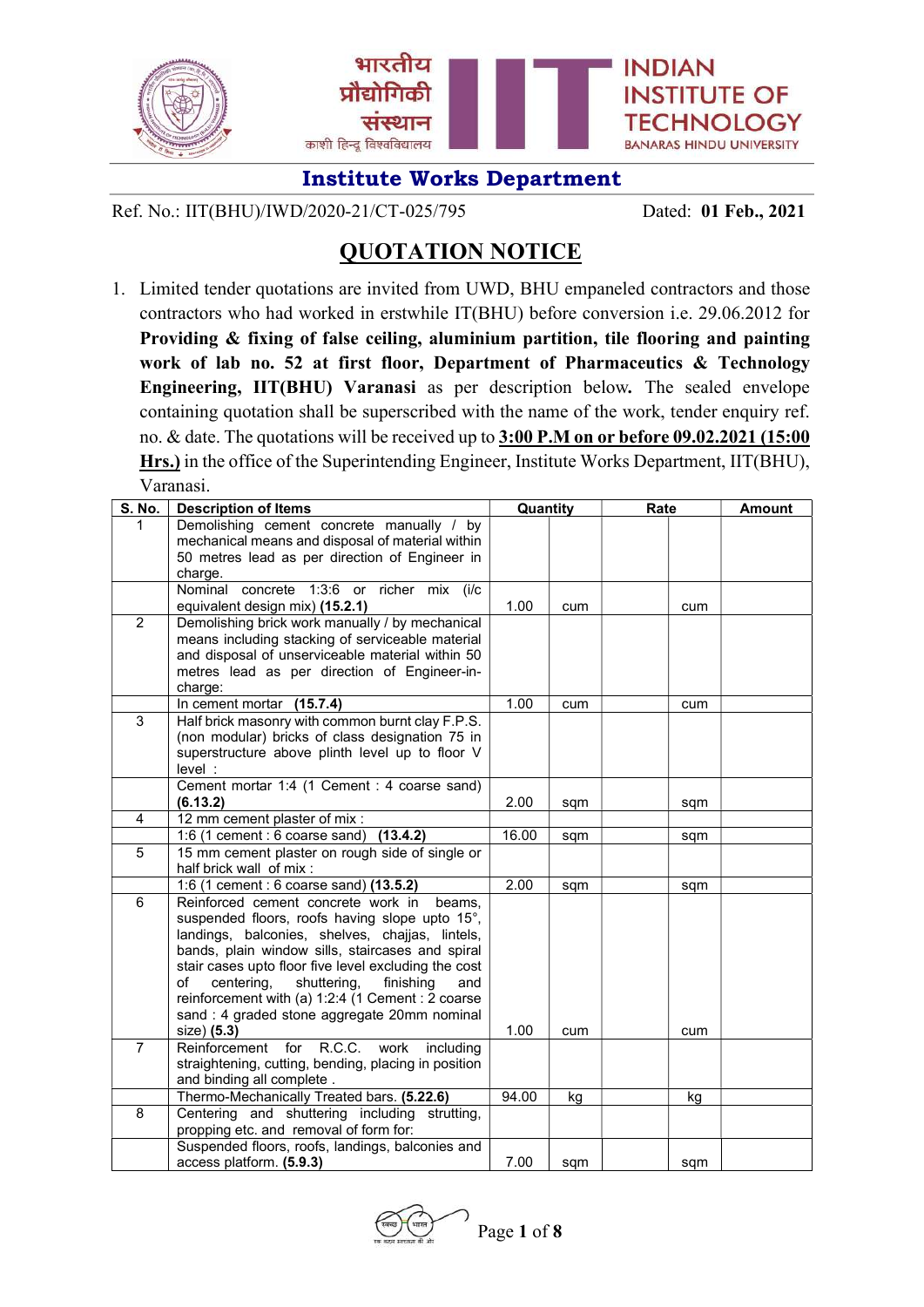भारतीय प्रौद्योगिकी संस्थान
काशी हिन्दू विश्वविद्यालय

**INDIAN INSTITUTE OF TECHNOLOGY**
BANARAS HINDU UNIVERSITY

## Institute Works Department

Ref. No.: IIT(BHU)/IWD/2020-21/CT-025/795 Dated: **01 Feb., 2021**

# QUOTATION NOTICE

1. Limited tender quotations are invited from UWD, BHU empaneled contractors and those contractors who had worked in erstwhile IT(BHU) before conversion i.e. 29.06.2012 for **Providing & fixing of false ceiling, aluminium partition, tile flooring and painting work of lab no. 52 at first floor, Department of Pharmaceutics & Technology Engineering, IIT(BHU) Varanasi** as per description below**.** The sealed envelope containing quotation shall be superscribed with the name of the work, tender enquiry ref. no. & date. The quotations will be received up to **3:00 P.M on or before 09.02.2021 (15:00 Hrs.)** in the office of the Superintending Engineer, Institute Works Department, IIT(BHU), Varanasi.

| S. No. | Description of Items | Quantity | | Rate | | Amount |
|---|---|---|---|---|---|---|
| 1 | Demolishing cement concrete manually / by mechanical means and disposal of material within 50 metres lead as per direction of Engineer in charge. | | | | | |
| | Nominal concrete 1:3:6 or richer mix (i/c equivalent design mix) **(15.2.1)** | 1.00 | cum | | cum | |
| 2 | Demolishing brick work manually / by mechanical means including stacking of serviceable material and disposal of unserviceable material within 50 metres lead as per direction of Engineer-in-charge: | | | | | |
| | In cement mortar **(15.7.4)** | 1.00 | cum | | cum | |
| 3 | Half brick masonry with common burnt clay F.P.S. (non modular) bricks of class designation 75 in superstructure above plinth level up to floor V level : | | | | | |
| | Cement mortar 1:4 (1 Cement : 4 coarse sand) **(6.13.2)** | 2.00 | sqm | | sqm | |
| 4 | 12 mm cement plaster of mix : | | | | | |
| | 1:6 (1 cement : 6 coarse sand) **(13.4.2)** | 16.00 | sqm | | sqm | |
| 5 | 15 mm cement plaster on rough side of single or half brick wall of mix : | | | | | |
| | 1:6 (1 cement : 6 coarse sand) **(13.5.2)** | 2.00 | sqm | | sqm | |
| 6 | Reinforced cement concrete work in beams, suspended floors, roofs having slope upto 15°, landings, balconies, shelves, chajjas, lintels, bands, plain window sills, staircases and spiral stair cases upto floor five level excluding the cost of centering, shuttering, finishing and reinforcement with (a) 1:2:4 (1 Cement : 2 coarse sand : 4 graded stone aggregate 20mm nominal size) **(5.3)** | 1.00 | cum | | cum | |
| 7 | Reinforcement for R.C.C. work including straightening, cutting, bending, placing in position and binding all complete . | | | | | |
| | Thermo-Mechanically Treated bars. **(5.22.6)** | 94.00 | kg | | kg | |
| 8 | Centering and shuttering including strutting, propping etc. and removal of form for: | | | | | |
| | Suspended floors, roofs, landings, balconies and access platform. **(5.9.3)** | 7.00 | sqm | | sqm | |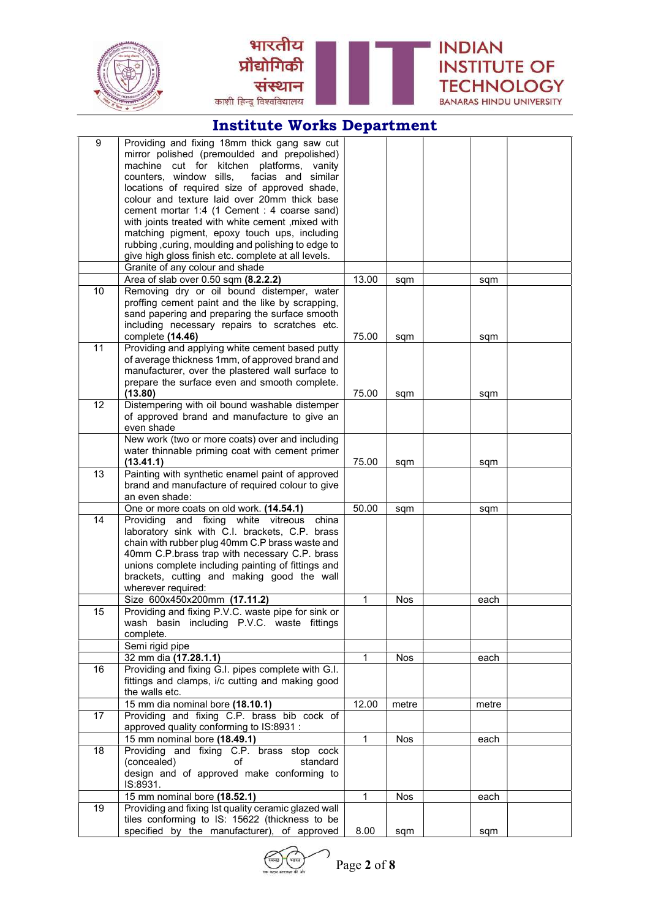## Institute Works Department

| | | | | | | |
|---|---|---|---|---|---|---|
| 9 | Providing and fixing 18mm thick gang saw cut mirror polished (premoulded and prepolished) machine cut for kitchen platforms, vanity counters, window sills, facias and similar locations of required size of approved shade, colour and texture laid over 20mm thick base cement mortar 1:4 (1 Cement : 4 coarse sand) with joints treated with white cement ,mixed with matching pigment, epoxy touch ups, including rubbing ,curing, moulding and polishing to edge to give high gloss finish etc. complete at all levels. | | | | | |
| | Granite of any colour and shade | | | | | |
| | Area of slab over 0.50 sqm **(8.2.2.2)** | 13.00 | sqm | | sqm | |
| 10 | Removing dry or oil bound distemper, water proffing cement paint and the like by scrapping, sand papering and preparing the surface smooth including necessary repairs to scratches etc. complete **(14.46)** | 75.00 | sqm | | sqm | |
| 11 | Providing and applying white cement based putty of average thickness 1mm, of approved brand and manufacturer, over the plastered wall surface to prepare the surface even and smooth complete. **(13.80)** | 75.00 | sqm | | sqm | |
| 12 | Distempering with oil bound washable distemper of approved brand and manufacture to give an even shade | | | | | |
| | New work (two or more coats) over and including water thinnable priming coat with cement primer **(13.41.1)** | 75.00 | sqm | | sqm | |
| 13 | Painting with synthetic enamel paint of approved brand and manufacture of required colour to give an even shade: | | | | | |
| | One or more coats on old work. **(14.54.1)** | 50.00 | sqm | | sqm | |
| 14 | Providing and fixing white vitreous china laboratory sink with C.I. brackets, C.P. brass chain with rubber plug 40mm C.P brass waste and 40mm C.P.brass trap with necessary C.P. brass unions complete including painting of fittings and brackets, cutting and making good the wall wherever required: | | | | | |
| | Size 600x450x200mm **(17.11.2)** | 1 | Nos | | each | |
| 15 | Providing and fixing P.V.C. waste pipe for sink or wash basin including P.V.C. waste fittings complete. | | | | | |
| | Semi rigid pipe | | | | | |
| | 32 mm dia **(17.28.1.1)** | 1 | Nos | | each | |
| 16 | Providing and fixing G.I. pipes complete with G.I. fittings and clamps, i/c cutting and making good the walls etc. | | | | | |
| | 15 mm dia nominal bore **(18.10.1)** | 12.00 | metre | | metre | |
| 17 | Providing and fixing C.P. brass bib cock of approved quality conforming to IS:8931 : | | | | | |
| | 15 mm nominal bore **(18.49.1)** | 1 | Nos | | each | |
| 18 | Providing and fixing C.P. brass stop cock (concealed) of standard design and of approved make conforming to IS:8931. | | | | | |
| | 15 mm nominal bore **(18.52.1)** | 1 | Nos | | each | |
| 19 | Providing and fixing Ist quality ceramic glazed wall tiles conforming to IS: 15622 (thickness to be specified by the manufacturer), of approved | 8.00 | sqm | | sqm | |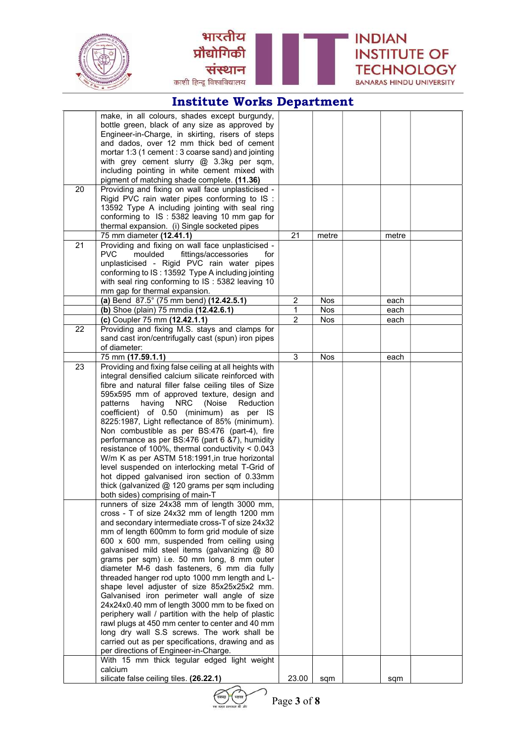## Institute Works Department

| | | | | | | |
|---|---|---|---|---|---|---|
| | make, in all colours, shades except burgundy, bottle green, black of any size as approved by Engineer-in-Charge, in skirting, risers of steps and dados, over 12 mm thick bed of cement mortar 1:3 (1 cement : 3 coarse sand) and jointing with grey cement slurry @ 3.3kg per sqm, including pointing in white cement mixed with pigment of matching shade complete. **(11.36)** | | | | | |
| 20 | Providing and fixing on wall face unplasticised - Rigid PVC rain water pipes conforming to IS : 13592 Type A including jointing with seal ring conforming to IS : 5382 leaving 10 mm gap for thermal expansion. (i) Single socketed pipes | | | | | |
| | 75 mm diameter **(12.41.1)** | 21 | metre | | metre | |
| 21 | Providing and fixing on wall face unplasticised - PVC moulded fittings/accessories for unplasticised - Rigid PVC rain water pipes conforming to IS : 13592 Type A including jointing with seal ring conforming to IS : 5382 leaving 10 mm gap for thermal expansion. | | | | | |
| | **(a)** Bend 87.5° (75 mm bend) **(12.42.5.1)** | 2 | Nos | | each | |
| | **(b)** Shoe (plain) 75 mmdia **(12.42.6.1)** | 1 | Nos | | each | |
| | **(c)** Coupler 75 mm **(12.42.1.1)** | 2 | Nos | | each | |
| 22 | Providing and fixing M.S. stays and clamps for sand cast iron/centrifugally cast (spun) iron pipes of diameter: | | | | | |
| | 75 mm **(17.59.1.1)** | 3 | Nos | | each | |
| 23 | Providing and fixing false ceiling at all heights with integral densified calcium silicate reinforced with fibre and natural filler false ceiling tiles of Size 595x595 mm of approved texture, design and patterns having NRC (Noise Reduction coefficient) of 0.50 (minimum) as per IS 8225:1987, Light reflectance of 85% (minimum). Non combustible as per BS:476 (part-4), fire performance as per BS:476 (part 6 &7), humidity resistance of 100%, thermal conductivity < 0.043 W/m K as per ASTM 518:1991,in true horizontal level suspended on interlocking metal T-Grid of hot dipped galvanised iron section of 0.33mm thick (galvanized @ 120 grams per sqm including both sides) comprising of main-T | | | | | |
| | runners of size 24x38 mm of length 3000 mm, cross - T of size 24x32 mm of length 1200 mm and secondary intermediate cross-T of size 24x32 mm of length 600mm to form grid module of size 600 x 600 mm, suspended from ceiling using galvanised mild steel items (galvanizing @ 80 grams per sqm) i.e. 50 mm long, 8 mm outer diameter M-6 dash fasteners, 6 mm dia fully threaded hanger rod upto 1000 mm length and L-shape level adjuster of size 85x25x25x2 mm. Galvanised iron perimeter wall angle of size 24x24x0.40 mm of length 3000 mm to be fixed on periphery wall / partition with the help of plastic rawl plugs at 450 mm center to center and 40 mm long dry wall S.S screws. The work shall be carried out as per specifications, drawing and as per directions of Engineer-in-Charge. | | | | | |
| | With 15 mm thick tegular edged light weight calcium silicate false ceiling tiles. **(26.22.1)** | 23.00 | sqm | | sqm | |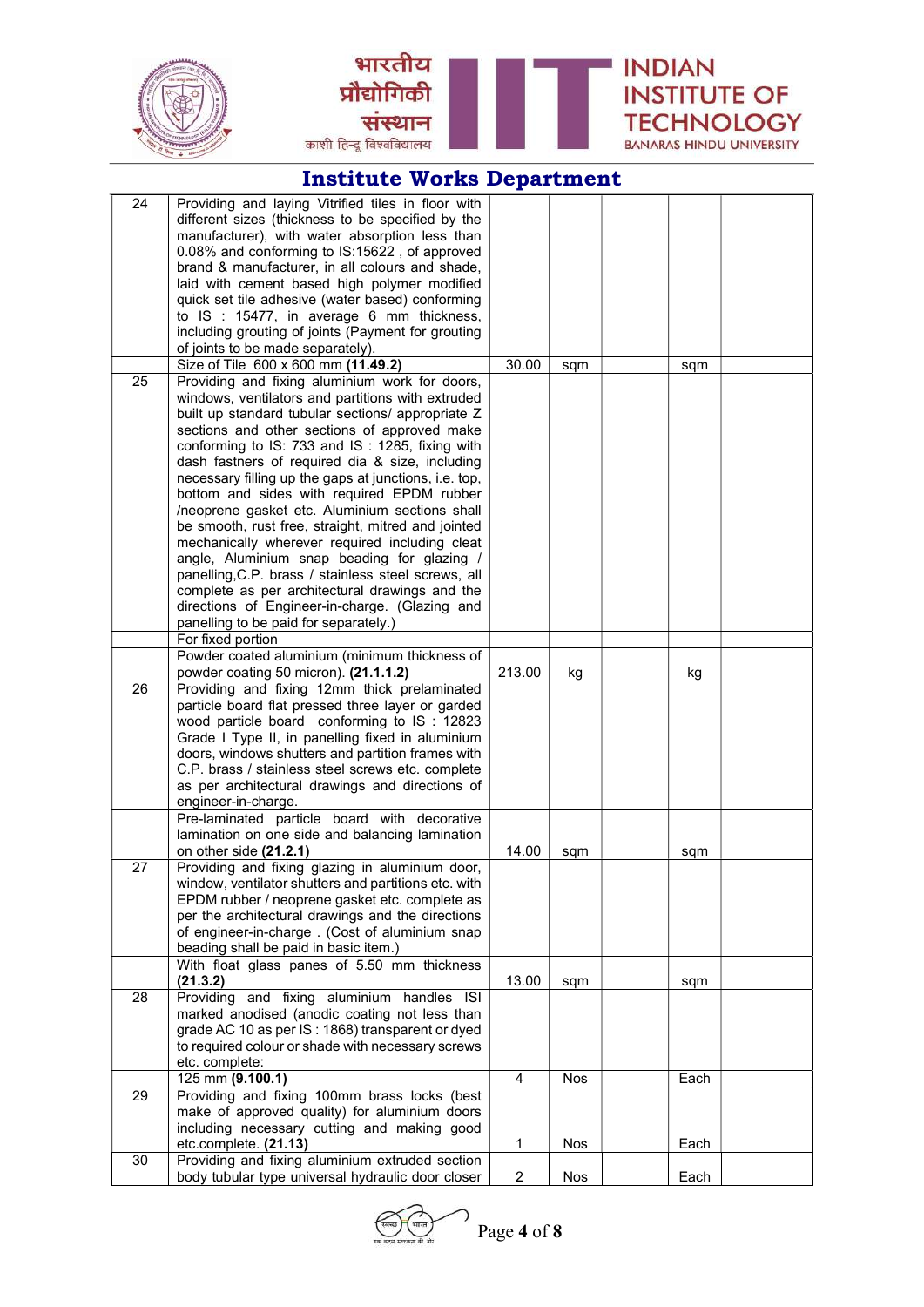## Institute Works Department

| | | | | | | |
|---|---|---|---|---|---|---|
| 24 | Providing and laying Vitrified tiles in floor with different sizes (thickness to be specified by the manufacturer), with water absorption less than 0.08% and conforming to IS:15622 , of approved brand & manufacturer, in all colours and shade, laid with cement based high polymer modified quick set tile adhesive (water based) conforming to IS : 15477, in average 6 mm thickness, including grouting of joints (Payment for grouting of joints to be made separately). | | | | | |
| | Size of Tile 600 x 600 mm **(11.49.2)** | 30.00 | sqm | | sqm | |
| 25 | Providing and fixing aluminium work for doors, windows, ventilators and partitions with extruded built up standard tubular sections/ appropriate Z sections and other sections of approved make conforming to IS: 733 and IS : 1285, fixing with dash fastners of required dia & size, including necessary filling up the gaps at junctions, i.e. top, bottom and sides with required EPDM rubber /neoprene gasket etc. Aluminium sections shall be smooth, rust free, straight, mitred and jointed mechanically wherever required including cleat angle, Aluminium snap beading for glazing / panelling,C.P. brass / stainless steel screws, all complete as per architectural drawings and the directions of Engineer-in-charge. (Glazing and panelling to be paid for separately.) | | | | | |
| | For fixed portion | | | | | |
| | Powder coated aluminium (minimum thickness of powder coating 50 micron). **(21.1.1.2)** | 213.00 | kg | | kg | |
| 26 | Providing and fixing 12mm thick prelaminated particle board flat pressed three layer or garded wood particle board conforming to IS : 12823 Grade I Type II, in panelling fixed in aluminium doors, windows shutters and partition frames with C.P. brass / stainless steel screws etc. complete as per architectural drawings and directions of engineer-in-charge. | | | | | |
| | Pre-laminated particle board with decorative lamination on one side and balancing lamination on other side **(21.2.1)** | 14.00 | sqm | | sqm | |
| 27 | Providing and fixing glazing in aluminium door, window, ventilator shutters and partitions etc. with EPDM rubber / neoprene gasket etc. complete as per the architectural drawings and the directions of engineer-in-charge . (Cost of aluminium snap beading shall be paid in basic item.) | | | | | |
| | With float glass panes of 5.50 mm thickness **(21.3.2)** | 13.00 | sqm | | sqm | |
| 28 | Providing and fixing aluminium handles ISI marked anodised (anodic coating not less than grade AC 10 as per IS : 1868) transparent or dyed to required colour or shade with necessary screws etc. complete: | | | | | |
| | 125 mm **(9.100.1)** | 4 | Nos | | Each | |
| 29 | Providing and fixing 100mm brass locks (best make of approved quality) for aluminium doors including necessary cutting and making good etc.complete. **(21.13)** | 1 | Nos | | Each | |
| 30 | Providing and fixing aluminium extruded section body tubular type universal hydraulic door closer | 2 | Nos | | Each | |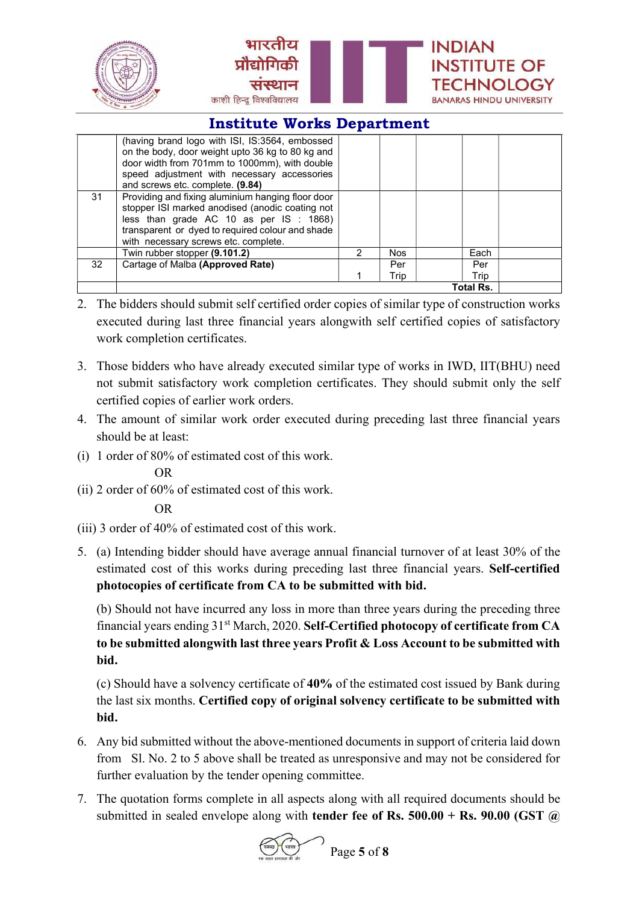## Institute Works Department

| | | | | | | |
|---|---|---|---|---|---|---|
| | (having brand logo with ISI, IS:3564, embossed on the body, door weight upto 36 kg to 80 kg and door width from 701mm to 1000mm), with double speed adjustment with necessary accessories and screws etc. complete. **(9.84)** | | | | | |
| 31 | Providing and fixing aluminium hanging floor door stopper ISI marked anodised (anodic coating not less than grade AC 10 as per IS : 1868) transparent or dyed to required colour and shade with necessary screws etc. complete. | | | | | |
| | Twin rubber stopper **(9.101.2)** | 2 | Nos | | Each | |
| 32 | Cartage of Malba **(Approved Rate)** | 1 | Per Trip | | Per Trip | |
| | | | | | **Total Rs.** | |

2. The bidders should submit self certified order copies of similar type of construction works executed during last three financial years alongwith self certified copies of satisfactory work completion certificates.

3. Those bidders who have already executed similar type of works in IWD, IIT(BHU) need not submit satisfactory work completion certificates. They should submit only the self certified copies of earlier work orders.

4. The amount of similar work order executed during preceding last three financial years should be at least:

(i) 1 order of 80% of estimated cost of this work.

OR

(ii) 2 order of 60% of estimated cost of this work.

OR

(iii) 3 order of 40% of estimated cost of this work.

5. (a) Intending bidder should have average annual financial turnover of at least 30% of the estimated cost of this works during preceding last three financial years. **Self-certified photocopies of certificate from CA to be submitted with bid.**

   (b) Should not have incurred any loss in more than three years during the preceding three financial years ending 31st March, 2020. **Self-Certified photocopy of certificate from CA to be submitted alongwith last three years Profit & Loss Account to be submitted with bid.**

   (c) Should have a solvency certificate of **40%** of the estimated cost issued by Bank during the last six months. **Certified copy of original solvency certificate to be submitted with bid.**

6. Any bid submitted without the above-mentioned documents in support of criteria laid down from Sl. No. 2 to 5 above shall be treated as unresponsive and may not be considered for further evaluation by the tender opening committee.

7. The quotation forms complete in all aspects along with all required documents should be submitted in sealed envelope along with **tender fee of Rs. 500.00 + Rs. 90.00 (GST @**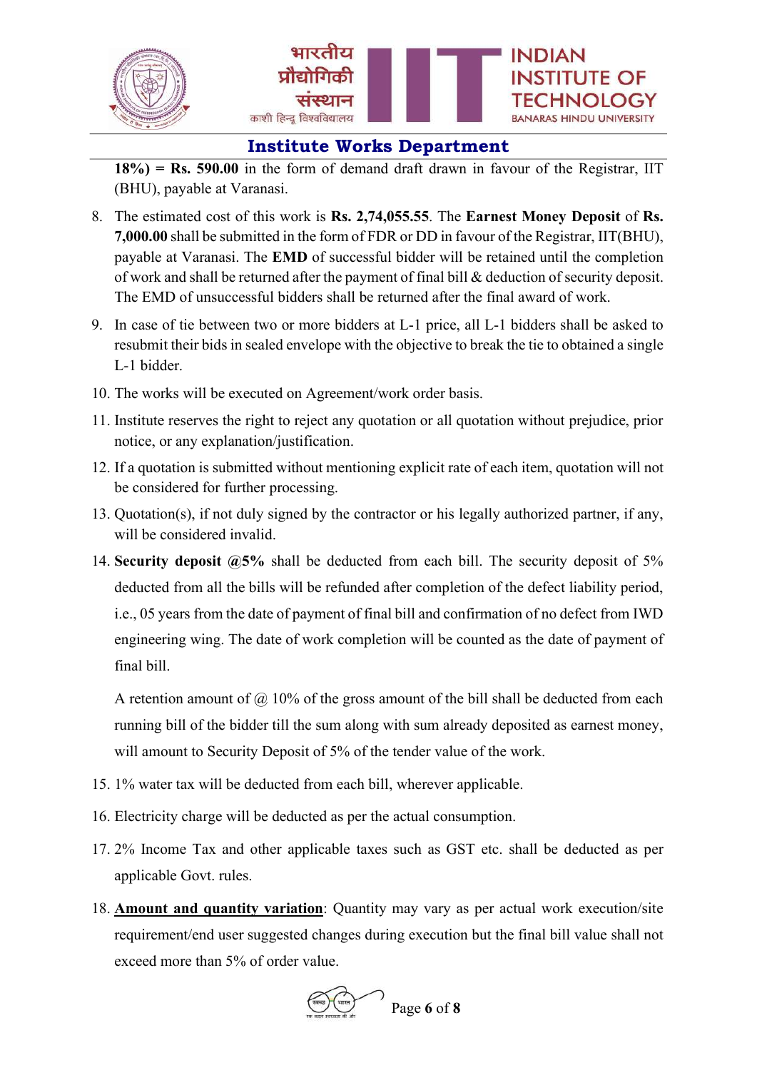**18%) = Rs. 590.00** in the form of demand draft drawn in favour of the Registrar, IIT (BHU), payable at Varanasi.

8. The estimated cost of this work is **Rs. 2,74,055.55**. The **Earnest Money Deposit** of **Rs. 7,000.00** shall be submitted in the form of FDR or DD in favour of the Registrar, IIT(BHU), payable at Varanasi. The **EMD** of successful bidder will be retained until the completion of work and shall be returned after the payment of final bill & deduction of security deposit. The EMD of unsuccessful bidders shall be returned after the final award of work.
9. In case of tie between two or more bidders at L-1 price, all L-1 bidders shall be asked to resubmit their bids in sealed envelope with the objective to break the tie to obtained a single L-1 bidder.
10. The works will be executed on Agreement/work order basis.
11. Institute reserves the right to reject any quotation or all quotation without prejudice, prior notice, or any explanation/justification.
12. If a quotation is submitted without mentioning explicit rate of each item, quotation will not be considered for further processing.
13. Quotation(s), if not duly signed by the contractor or his legally authorized partner, if any, will be considered invalid.
14. **Security deposit @5%** shall be deducted from each bill. The security deposit of 5% deducted from all the bills will be refunded after completion of the defect liability period, i.e., 05 years from the date of payment of final bill and confirmation of no defect from IWD engineering wing. The date of work completion will be counted as the date of payment of final bill.

    A retention amount of @ 10% of the gross amount of the bill shall be deducted from each running bill of the bidder till the sum along with sum already deposited as earnest money, will amount to Security Deposit of 5% of the tender value of the work.
15. 1% water tax will be deducted from each bill, wherever applicable.
16. Electricity charge will be deducted as per the actual consumption.
17. 2% Income Tax and other applicable taxes such as GST etc. shall be deducted as per applicable Govt. rules.
18. **<u>Amount and quantity variation</u>**: Quantity may vary as per actual work execution/site requirement/end user suggested changes during execution but the final bill value shall not exceed more than 5% of order value.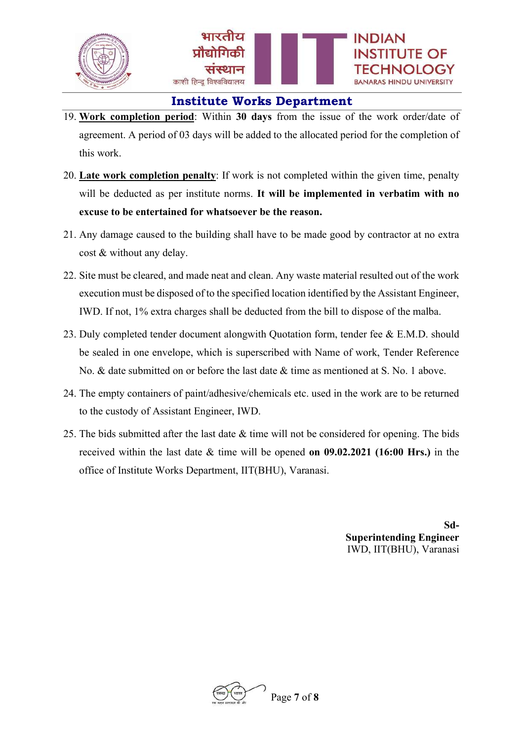## Institute Works Department

19. **Work completion period**: Within **30 days** from the issue of the work order/date of agreement. A period of 03 days will be added to the allocated period for the completion of this work.

20. **Late work completion penalty**: If work is not completed within the given time, penalty will be deducted as per institute norms. **It will be implemented in verbatim with no excuse to be entertained for whatsoever be the reason.**

21. Any damage caused to the building shall have to be made good by contractor at no extra cost & without any delay.

22. Site must be cleared, and made neat and clean. Any waste material resulted out of the work execution must be disposed of to the specified location identified by the Assistant Engineer, IWD. If not, 1% extra charges shall be deducted from the bill to dispose of the malba.

23. Duly completed tender document alongwith Quotation form, tender fee & E.M.D. should be sealed in one envelope, which is superscribed with Name of work, Tender Reference No. & date submitted on or before the last date & time as mentioned at S. No. 1 above.

24. The empty containers of paint/adhesive/chemicals etc. used in the work are to be returned to the custody of Assistant Engineer, IWD.

25. The bids submitted after the last date & time will not be considered for opening. The bids received within the last date & time will be opened **on 09.02.2021 (16:00 Hrs.)** in the office of Institute Works Department, IIT(BHU), Varanasi.

**Sd-**
**Superintending Engineer**
IWD, IIT(BHU), Varanasi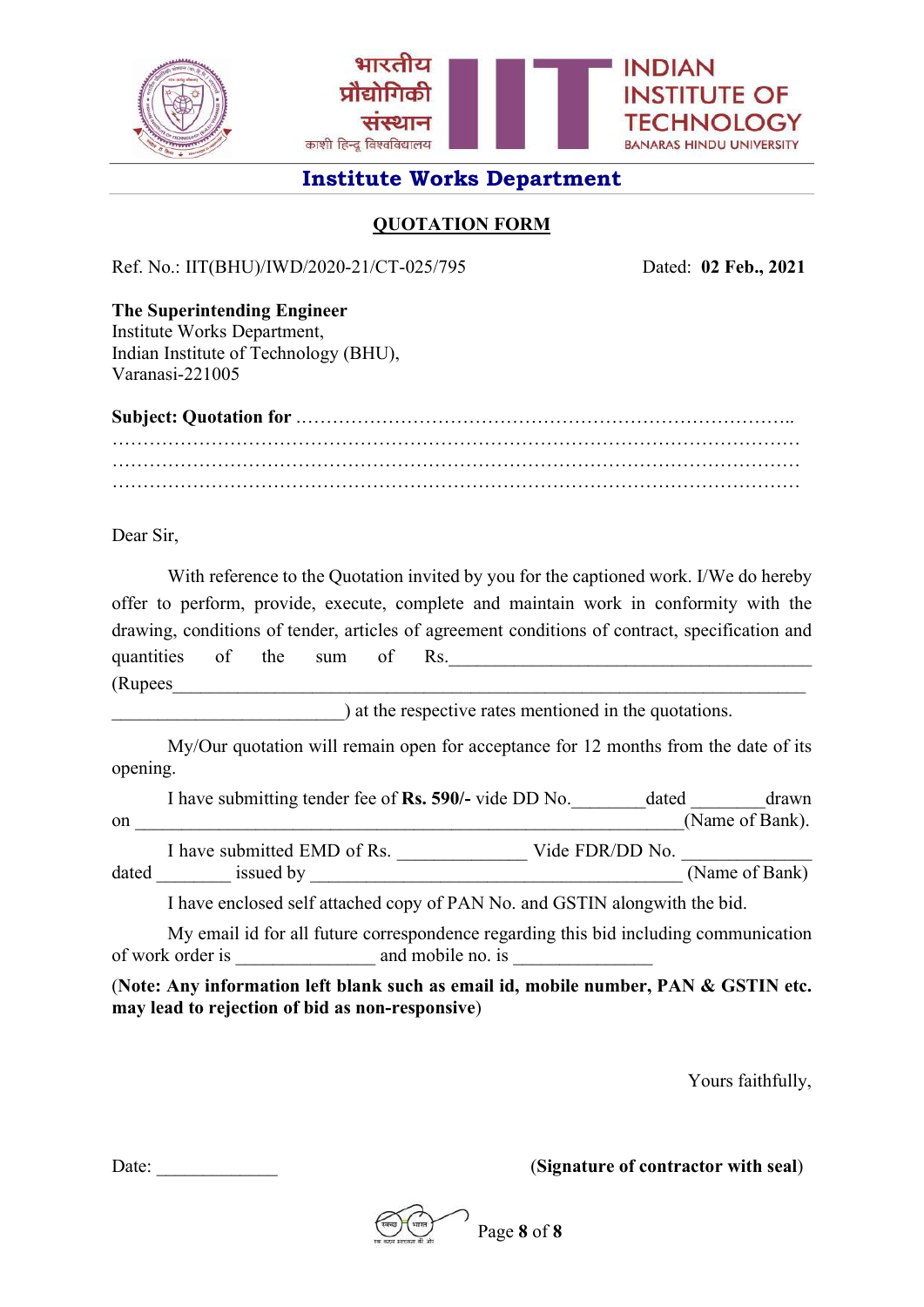भारतीय प्रौद्योगिकी संस्थान काशी हिन्दू विश्वविद्यालय

INDIAN INSTITUTE OF TECHNOLOGY BANARAS HINDU UNIVERSITY

## Institute Works Department

### QUOTATION FORM

Ref. No.: IIT(BHU)/IWD/2020-21/CT-025/795 Dated: **02 Feb., 2021**

**The Superintending Engineer**
Institute Works Department,
Indian Institute of Technology (BHU),
Varanasi-221005

**Subject: Quotation for** ……………………………………………………………………..
…………………………………………………………………………………………………
…………………………………………………………………………………………………
…………………………………………………………………………………………………

Dear Sir,

With reference to the Quotation invited by you for the captioned work. I/We do hereby offer to perform, provide, execute, complete and maintain work in conformity with the drawing, conditions of tender, articles of agreement conditions of contract, specification and quantities of the sum of Rs.________________________________________ (Rupees________________________________________________________________ _________________________) at the respective rates mentioned in the quotations.

My/Our quotation will remain open for acceptance for 12 months from the date of its opening.

I have submitting tender fee of **Rs. 590/-** vide DD No.________dated ________drawn on _______________________________________________________________(Name of Bank).

I have submitted EMD of Rs. ______________ Vide FDR/DD No. ______________ dated ________ issued by ___________________________________________ (Name of Bank)

I have enclosed self attached copy of PAN No. and GSTIN alongwith the bid.

My email id for all future correspondence regarding this bid including communication of work order is _______________ and mobile no. is _______________

(**Note: Any information left blank such as email id, mobile number, PAN & GSTIN etc. may lead to rejection of bid as non-responsive**)

Yours faithfully,

Date: _____________ (**Signature of contractor with seal**)